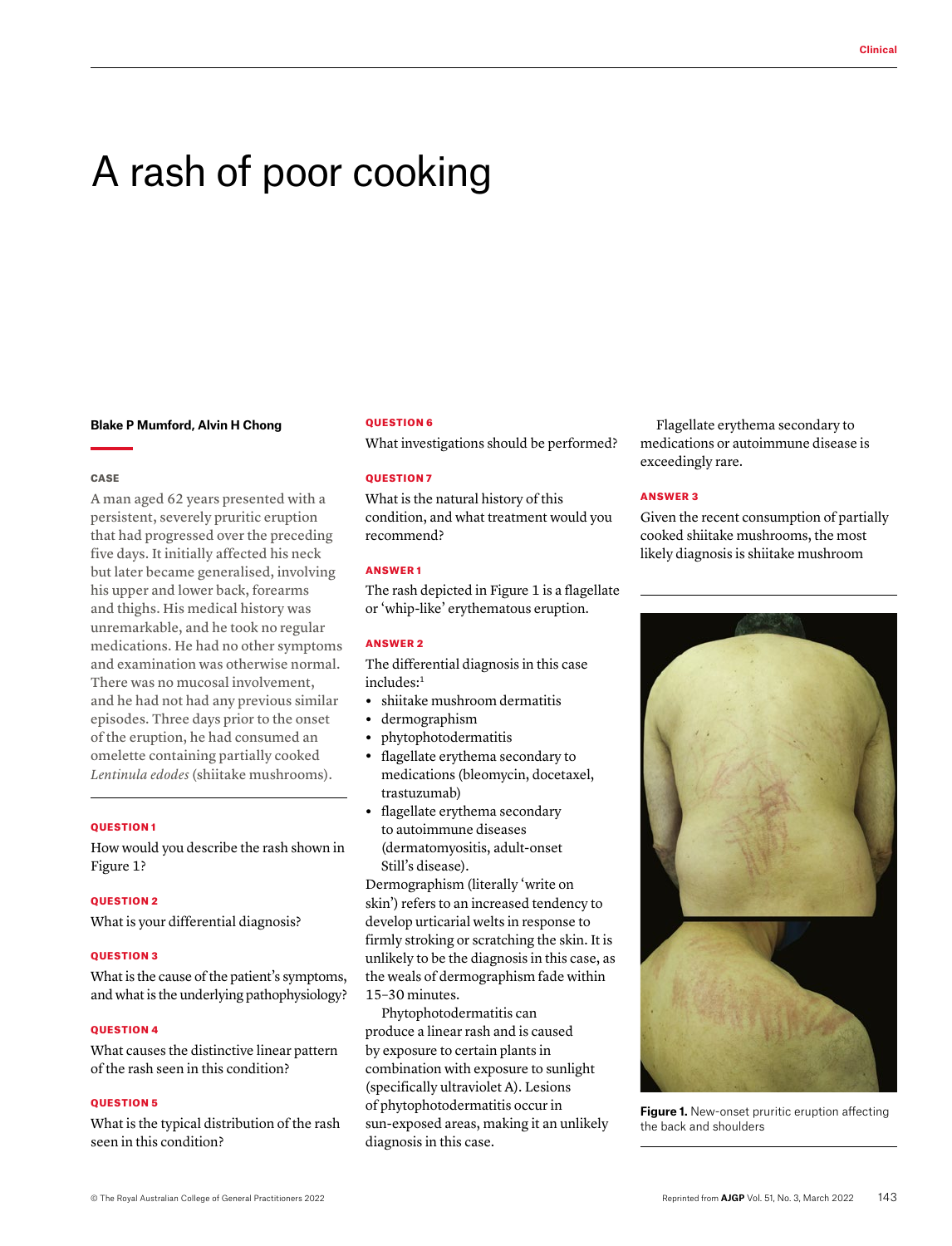# A rash of poor cooking

**Blake P Mumford, Alvin H Chong**

## CASE

A man aged 62 years presented with a persistent, severely pruritic eruption that had progressed over the preceding five days. It initially affected his neck but later became generalised, involving his upper and lower back, forearms and thighs. His medical history was unremarkable, and he took no regular medications. He had no other symptoms and examination was otherwise normal. There was no mucosal involvement, and he had not had any previous similar episodes. Three days prior to the onset of the eruption, he had consumed an omelette containing partially cooked *Lentinula edodes* (shiitake mushrooms).

### QUESTION 1

How would you describe the rash shown in Figure 1?

### QUESTION 2

What is your differential diagnosis?

### QUESTION 3

What is the cause of the patient's symptoms, and what is the underlying pathophysiology?

### QUESTION 4

What causes the distinctive linear pattern of the rash seen in this condition?

### QUESTION 5

What is the typical distribution of the rash seen in this condition?

### QUESTION 6

What investigations should be performed?

### QUESTION 7

What is the natural history of this condition, and what treatment would you recommend?

### ANSWER 1

The rash depicted in Figure 1 is a flagellate or 'whip-like' erythematous eruption.

### ANSWER 2

The differential diagnosis in this case includes:[1]

- shiitake mushroom dermatitis
- dermographism
- phytophotodermatitis
- flagellate erythema secondary to medications (bleomycin, docetaxel, trastuzumab)
- flagellate erythema secondary to autoimmune diseases (dermatomyositis, adult-onset Still's disease).

Dermographism (literally 'write on skin') refers to an increased tendency to develop urticarial welts in response to firmly stroking or scratching the skin. It is unlikely to be the diagnosis in this case, as the weals of dermographism fade within 15–30 minutes.

Phytophotodermatitis can produce a linear rash and is caused by exposure to certain plants in combination with exposure to sunlight (specifically ultraviolet A). Lesions of phytophotodermatitis occur in sun-exposed areas, making it an unlikely diagnosis in this case.

Flagellate erythema secondary to medications or autoimmune disease is exceedingly rare.

### ANSWER 3

Given the recent consumption of partially cooked shiitake mushrooms, the most likely diagnosis is shiitake mushroom

**Figure 1.** New-onset pruritic eruption affecting the back and shoulders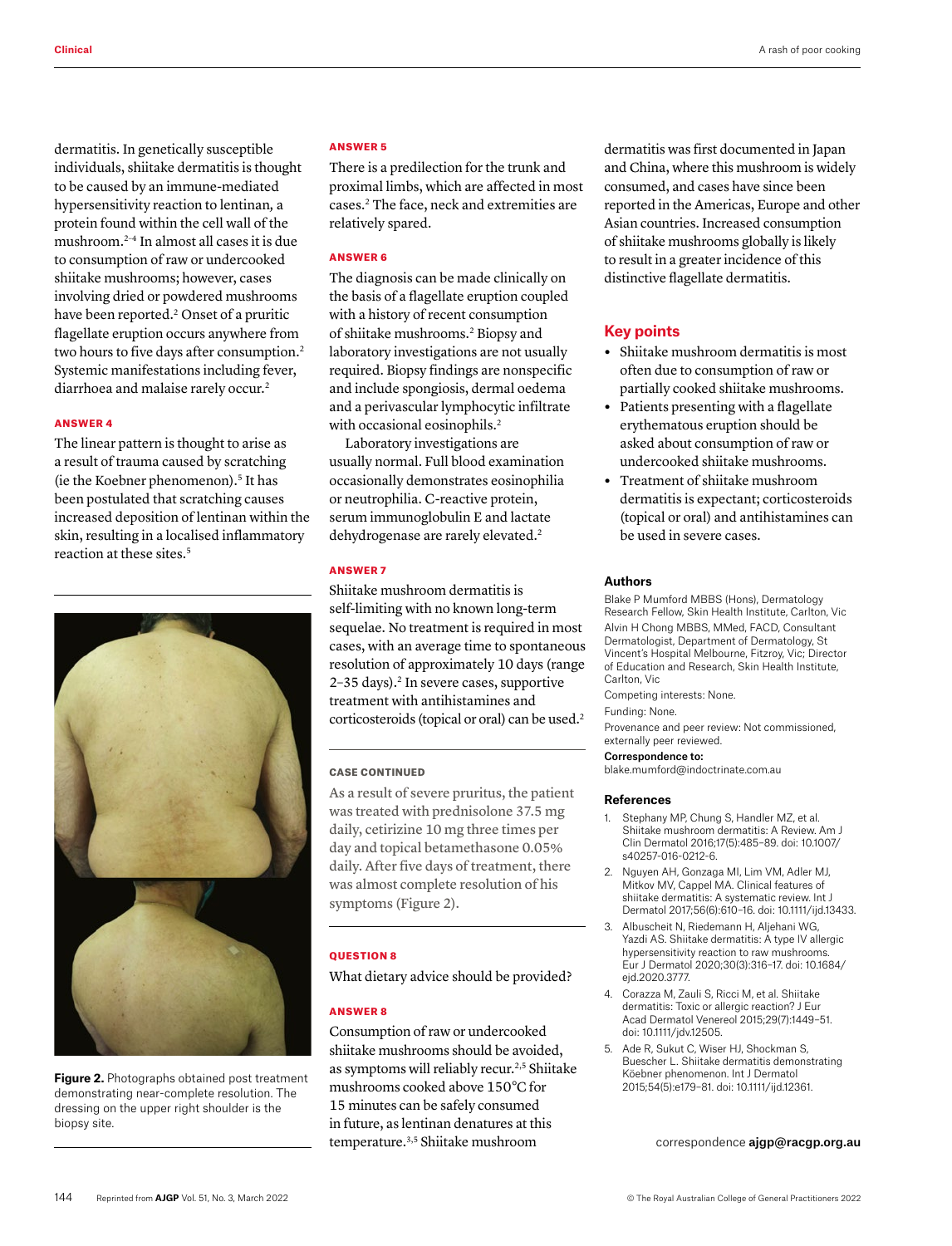dermatitis. In genetically susceptible individuals, shiitake dermatitis is thought to be caused by an immune-mediated hypersensitivity reaction to lentinan, a protein found within the cell wall of the mushroom.[2–4] In almost all cases it is due to consumption of raw or undercooked shiitake mushrooms; however, cases involving dried or powdered mushrooms have been reported.[2] Onset of a pruritic flagellate eruption occurs anywhere from two hours to five days after consumption.[2] Systemic manifestations including fever, diarrhoea and malaise rarely occur.[2]

### ANSWER 4

The linear pattern is thought to arise as a result of trauma caused by scratching (ie the Koebner phenomenon).[5] It has been postulated that scratching causes increased deposition of lentinan within the skin, resulting in a localised inflammatory reaction at these sites.[5]

**Figure 2.** Photographs obtained post treatment demonstrating near-complete resolution. The dressing on the upper right shoulder is the biopsy site.

### ANSWER 5

There is a predilection for the trunk and proximal limbs, which are affected in most cases.[2] The face, neck and extremities are relatively spared.

### ANSWER 6

The diagnosis can be made clinically on the basis of a flagellate eruption coupled with a history of recent consumption of shiitake mushrooms.[2] Biopsy and laboratory investigations are not usually required. Biopsy findings are nonspecific and include spongiosis, dermal oedema and a perivascular lymphocytic infiltrate with occasional eosinophils.[2]

Laboratory investigations are usually normal. Full blood examination occasionally demonstrates eosinophilia or neutrophilia. C-reactive protein, serum immunoglobulin E and lactate dehydrogenase are rarely elevated.[2]

### ANSWER 7

Shiitake mushroom dermatitis is self-limiting with no known long-term sequelae. No treatment is required in most cases, with an average time to spontaneous resolution of approximately 10 days (range 2–35 days).[2] In severe cases, supportive treatment with antihistamines and corticosteroids (topical or oral) can be used.[2]

### CASE CONTINUED

As a result of severe pruritus, the patient was treated with prednisolone 37.5 mg daily, cetirizine 10 mg three times per day and topical betamethasone 0.05% daily. After five days of treatment, there was almost complete resolution of his symptoms (Figure 2).

### QUESTION 8

What dietary advice should be provided?

### ANSWER 8

Consumption of raw or undercooked shiitake mushrooms should be avoided, as symptoms will reliably recur.[2,5] Shiitake mushrooms cooked above 150°C for 15 minutes can be safely consumed in future, as lentinan denatures at this temperature.[3,5] Shiitake mushroom dermatitis was first documented in Japan and China, where this mushroom is widely consumed, and cases have since been reported in the Americas, Europe and other Asian countries. Increased consumption of shiitake mushrooms globally is likely to result in a greater incidence of this distinctive flagellate dermatitis.

## Key points

- Shiitake mushroom dermatitis is most often due to consumption of raw or partially cooked shiitake mushrooms.
- Patients presenting with a flagellate erythematous eruption should be asked about consumption of raw or undercooked shiitake mushrooms.
- Treatment of shiitake mushroom dermatitis is expectant; corticosteroids (topical or oral) and antihistamines can be used in severe cases.

### Authors

Blake P Mumford MBBS (Hons), Dermatology Research Fellow, Skin Health Institute, Carlton, Vic

Alvin H Chong MBBS, MMed, FACD, Consultant Dermatologist, Department of Dermatology, St Vincent's Hospital Melbourne, Fitzroy, Vic; Director of Education and Research, Skin Health Institute, Carlton, Vic

Competing interests: None.

Funding: None.

Provenance and peer review: Not commissioned, externally peer reviewed.

**Correspondence to:**
blake.mumford@indoctrinate.com.au

### References

1. Stephany MP, Chung S, Handler MZ, et al. Shiitake mushroom dermatitis: A Review. Am J Clin Dermatol 2016;17(5):485–89. doi: 10.1007/s40257-016-0212-6.
2. Nguyen AH, Gonzaga MI, Lim VM, Adler MJ, Mitkov MV, Cappel MA. Clinical features of shiitake dermatitis: A systematic review. Int J Dermatol 2017;56(6):610–16. doi: 10.1111/ijd.13433.
3. Albuscheit N, Riedemann H, Aljehani WG, Yazdi AS. Shiitake dermatitis: A type IV allergic hypersensitivity reaction to raw mushrooms. Eur J Dermatol 2020;30(3):316–17. doi: 10.1684/ejd.2020.3777.
4. Corazza M, Zauli S, Ricci M, et al. Shiitake dermatitis: Toxic or allergic reaction? J Eur Acad Dermatol Venereol 2015;29(7):1449–51. doi: 10.1111/jdv.12505.
5. Ade R, Sukut C, Wiser HJ, Shockman S, Buescher L. Shiitake dermatitis demonstrating Köebner phenomenon. Int J Dermatol 2015;54(5):e179–81. doi: 10.1111/ijd.12361.

correspondence **ajgp@racgp.org.au**